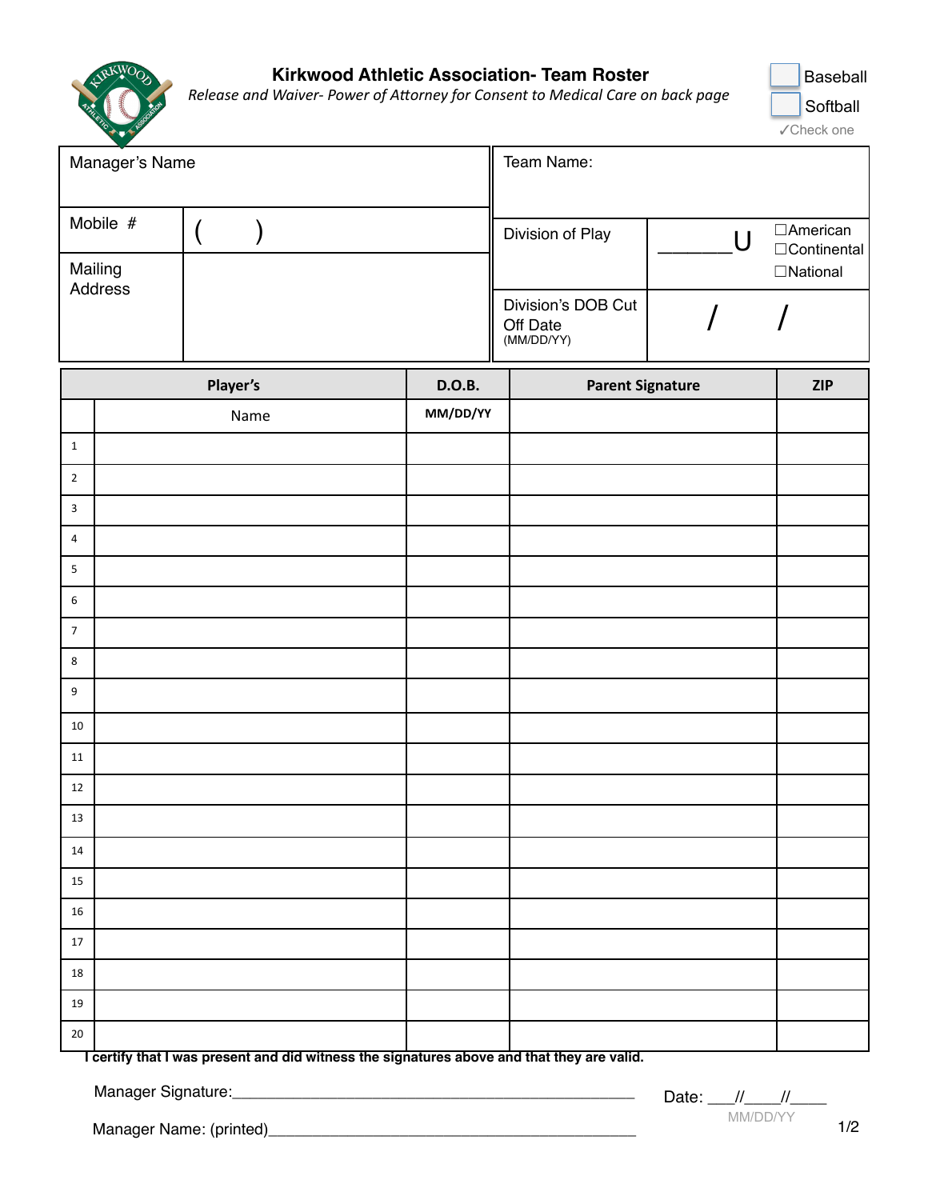# Kirkwood Athletic Association- Team Roster

*Release and Waiver- Power of Attorney for Consent to Medical Care on back page*

☐ Baseball
☐ Softball
✓Check one

| Manager's Name | | Team Name: | | |
|---|---|---|---|---|
| Mobile # | (     ) | Division of Play | _______U | ☐American ☐Continental ☐National |
| Mailing Address | | Division's DOB Cut Off Date (MM/DD/YY) | / / | |

| | Player's Name | D.O.B. MM/DD/YY | Parent Signature | ZIP |
|---|---|---|---|---|
| 1 | | | | |
| 2 | | | | |
| 3 | | | | |
| 4 | | | | |
| 5 | | | | |
| 6 | | | | |
| 7 | | | | |
| 8 | | | | |
| 9 | | | | |
| 10 | | | | |
| 11 | | | | |
| 12 | | | | |
| 13 | | | | |
| 14 | | | | |
| 15 | | | | |
| 16 | | | | |
| 17 | | | | |
| 18 | | | | |
| 19 | | | | |
| 20 | | | | |

**I certify that I was present and did witness the signatures above and that they are valid.**

Manager Signature:_______________________________________________

Date: ___//____//____
MM/DD/YY

Manager Name: (printed)_________________________________________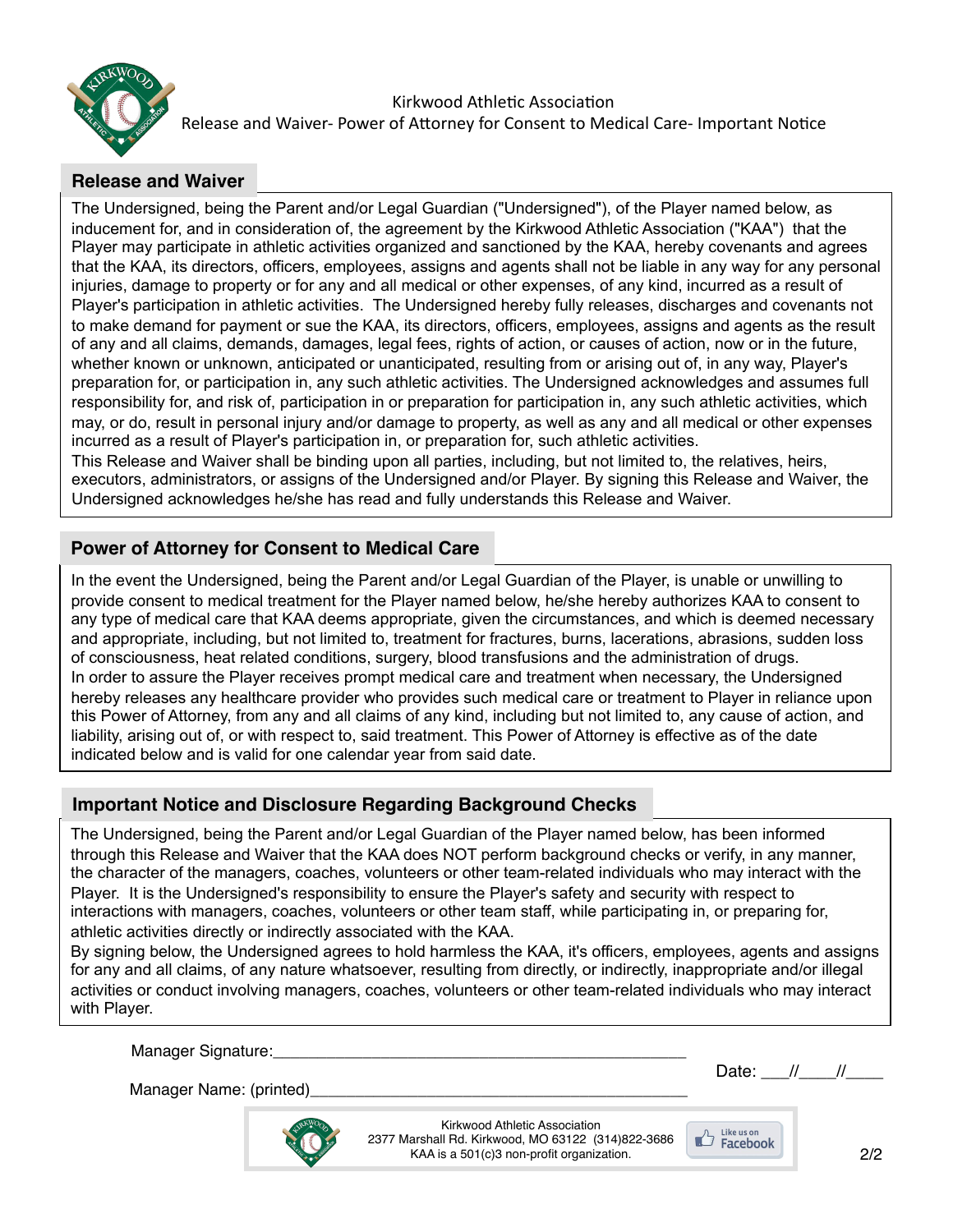Kirkwood Athletic Association

Release and Waiver- Power of Attorney for Consent to Medical Care- Important Notice

## Release and Waiver

The Undersigned, being the Parent and/or Legal Guardian ("Undersigned"), of the Player named below, as inducement for, and in consideration of, the agreement by the Kirkwood Athletic Association ("KAA") that the Player may participate in athletic activities organized and sanctioned by the KAA, hereby covenants and agrees that the KAA, its directors, officers, employees, assigns and agents shall not be liable in any way for any personal injuries, damage to property or for any and all medical or other expenses, of any kind, incurred as a result of Player's participation in athletic activities. The Undersigned hereby fully releases, discharges and covenants not to make demand for payment or sue the KAA, its directors, officers, employees, assigns and agents as the result of any and all claims, demands, damages, legal fees, rights of action, or causes of action, now or in the future, whether known or unknown, anticipated or unanticipated, resulting from or arising out of, in any way, Player's preparation for, or participation in, any such athletic activities. The Undersigned acknowledges and assumes full responsibility for, and risk of, participation in or preparation for participation in, any such athletic activities, which may, or do, result in personal injury and/or damage to property, as well as any and all medical or other expenses incurred as a result of Player's participation in, or preparation for, such athletic activities.

This Release and Waiver shall be binding upon all parties, including, but not limited to, the relatives, heirs, executors, administrators, or assigns of the Undersigned and/or Player. By signing this Release and Waiver, the Undersigned acknowledges he/she has read and fully understands this Release and Waiver.

## Power of Attorney for Consent to Medical Care

In the event the Undersigned, being the Parent and/or Legal Guardian of the Player, is unable or unwilling to provide consent to medical treatment for the Player named below, he/she hereby authorizes KAA to consent to any type of medical care that KAA deems appropriate, given the circumstances, and which is deemed necessary and appropriate, including, but not limited to, treatment for fractures, burns, lacerations, abrasions, sudden loss of consciousness, heat related conditions, surgery, blood transfusions and the administration of drugs.

In order to assure the Player receives prompt medical care and treatment when necessary, the Undersigned hereby releases any healthcare provider who provides such medical care or treatment to Player in reliance upon this Power of Attorney, from any and all claims of any kind, including but not limited to, any cause of action, and liability, arising out of, or with respect to, said treatment. This Power of Attorney is effective as of the date indicated below and is valid for one calendar year from said date.

## Important Notice and Disclosure Regarding Background Checks

The Undersigned, being the Parent and/or Legal Guardian of the Player named below, has been informed through this Release and Waiver that the KAA does NOT perform background checks or verify, in any manner, the character of the managers, coaches, volunteers or other team-related individuals who may interact with the Player. It is the Undersigned's responsibility to ensure the Player's safety and security with respect to interactions with managers, coaches, volunteers or other team staff, while participating in, or preparing for, athletic activities directly or indirectly associated with the KAA.

By signing below, the Undersigned agrees to hold harmless the KAA, it's officers, employees, agents and assigns for any and all claims, of any nature whatsoever, resulting from directly, or indirectly, inappropriate and/or illegal activities or conduct involving managers, coaches, volunteers or other team-related individuals who may interact with Player.

Manager Signature:_______________________________________________

Date: ___//____//____

Manager Name: (printed)__________________________________________

Kirkwood Athletic Association
2377 Marshall Rd. Kirkwood, MO 63122 (314)822-3686
KAA is a 501(c)3 non-profit organization.

Like us on Facebook